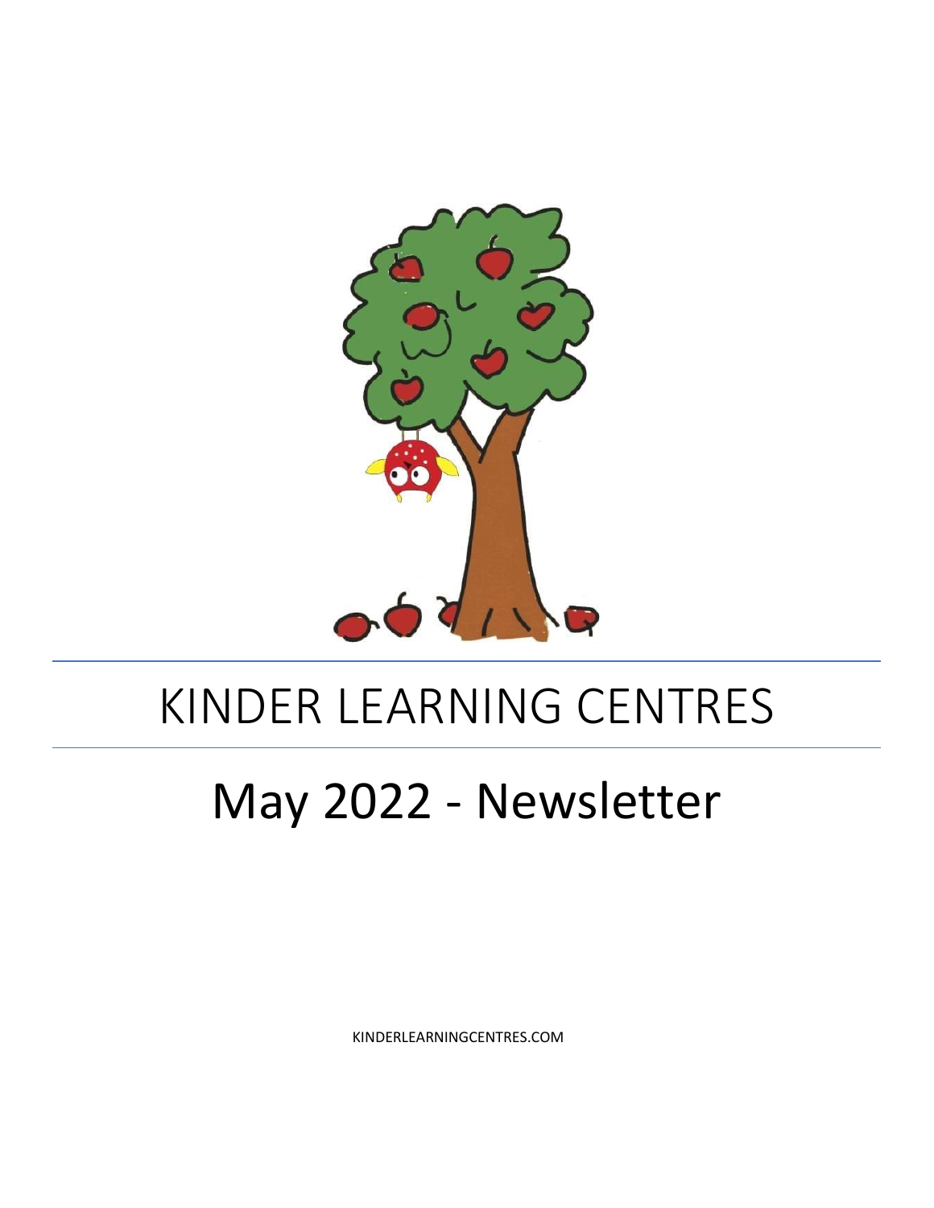# KINDER LEARNING CENTRES

# May 2022 - Newsletter

KINDERLEARNINGCENTRES.COM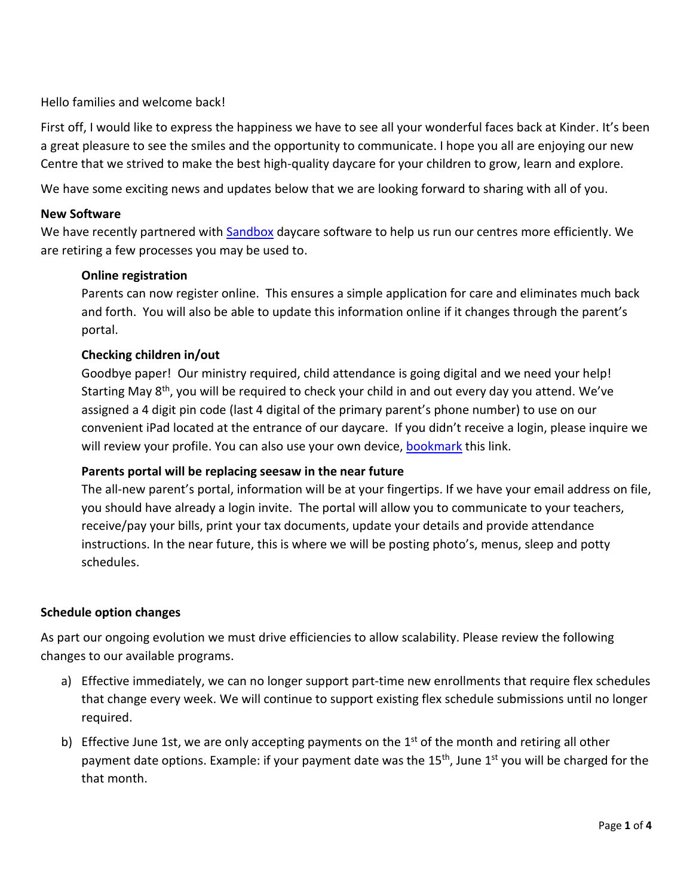Hello families and welcome back!

First off, I would like to express the happiness we have to see all your wonderful faces back at Kinder. It's been a great pleasure to see the smiles and the opportunity to communicate. I hope you all are enjoying our new Centre that we strived to make the best high-quality daycare for your children to grow, learn and explore.

We have some exciting news and updates below that we are looking forward to sharing with all of you.

**New Software**

We have recently partnered with Sandbox daycare software to help us run our centres more efficiently. We are retiring a few processes you may be used to.

> **Online registration**
>
> Parents can now register online. This ensures a simple application for care and eliminates much back and forth. You will also be able to update this information online if it changes through the parent's portal.
>
> **Checking children in/out**
>
> Goodbye paper! Our ministry required, child attendance is going digital and we need your help! Starting May 8th, you will be required to check your child in and out every day you attend. We've assigned a 4 digit pin code (last 4 digital of the primary parent's phone number) to use on our convenient iPad located at the entrance of our daycare. If you didn't receive a login, please inquire we will review your profile. You can also use your own device, bookmark this link.
>
> **Parents portal will be replacing seesaw in the near future**
>
> The all-new parent's portal, information will be at your fingertips. If we have your email address on file, you should have already a login invite. The portal will allow you to communicate to your teachers, receive/pay your bills, print your tax documents, update your details and provide attendance instructions. In the near future, this is where we will be posting photo's, menus, sleep and potty schedules.

**Schedule option changes**

As part our ongoing evolution we must drive efficiencies to allow scalability. Please review the following changes to our available programs.

a) Effective immediately, we can no longer support part-time new enrollments that require flex schedules that change every week. We will continue to support existing flex schedule submissions until no longer required.

b) Effective June 1st, we are only accepting payments on the 1st of the month and retiring all other payment date options. Example: if your payment date was the 15th, June 1st you will be charged for the that month.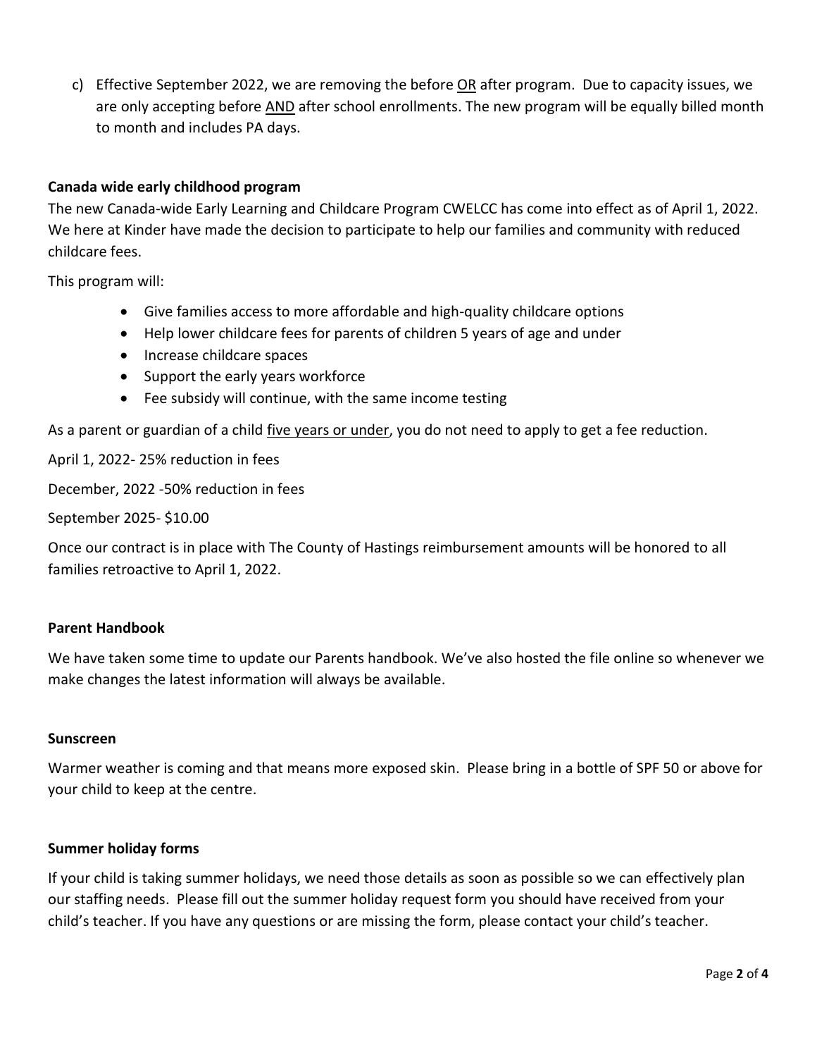c) Effective September 2022, we are removing the before <u>OR</u> after program. Due to capacity issues, we are only accepting before <u>AND</u> after school enrollments. The new program will be equally billed month to month and includes PA days.

**Canada wide early childhood program**

The new Canada-wide Early Learning and Childcare Program CWELCC has come into effect as of April 1, 2022. We here at Kinder have made the decision to participate to help our families and community with reduced childcare fees.

This program will:

- Give families access to more affordable and high-quality childcare options
- Help lower childcare fees for parents of children 5 years of age and under
- Increase childcare spaces
- Support the early years workforce
- Fee subsidy will continue, with the same income testing

As a parent or guardian of a child <u>five years or under</u>, you do not need to apply to get a fee reduction.

April 1, 2022- 25% reduction in fees

December, 2022 -50% reduction in fees

September 2025- $10.00

Once our contract is in place with The County of Hastings reimbursement amounts will be honored to all families retroactive to April 1, 2022.

**Parent Handbook**

We have taken some time to update our Parents handbook. We've also hosted the file online so whenever we make changes the latest information will always be available.

**Sunscreen**

Warmer weather is coming and that means more exposed skin. Please bring in a bottle of SPF 50 or above for your child to keep at the centre.

**Summer holiday forms**

If your child is taking summer holidays, we need those details as soon as possible so we can effectively plan our staffing needs. Please fill out the summer holiday request form you should have received from your child's teacher. If you have any questions or are missing the form, please contact your child's teacher.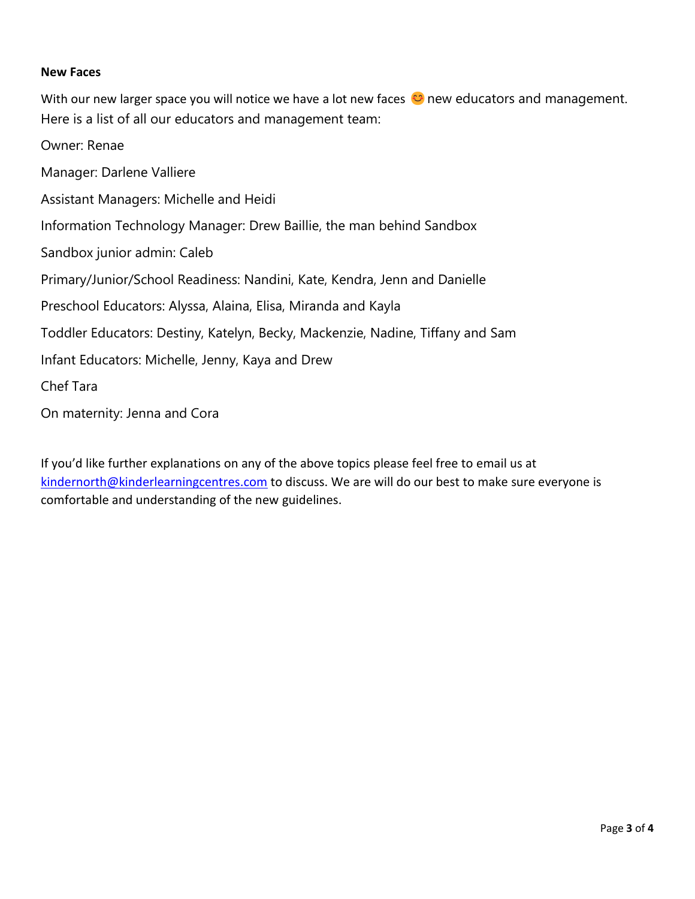**New Faces**

With our new larger space you will notice we have a lot new faces 😊 new educators and management. Here is a list of all our educators and management team:

Owner: Renae

Manager: Darlene Valliere

Assistant Managers: Michelle and Heidi

Information Technology Manager: Drew Baillie, the man behind Sandbox

Sandbox junior admin: Caleb

Primary/Junior/School Readiness: Nandini, Kate, Kendra, Jenn and Danielle

Preschool Educators: Alyssa, Alaina, Elisa, Miranda and Kayla

Toddler Educators: Destiny, Katelyn, Becky, Mackenzie, Nadine, Tiffany and Sam

Infant Educators: Michelle, Jenny, Kaya and Drew

Chef Tara

On maternity: Jenna and Cora

If you'd like further explanations on any of the above topics please feel free to email us at [kindernorth@kinderlearningcentres.com](mailto:kindernorth@kinderlearningcentres.com) to discuss. We are will do our best to make sure everyone is comfortable and understanding of the new guidelines.